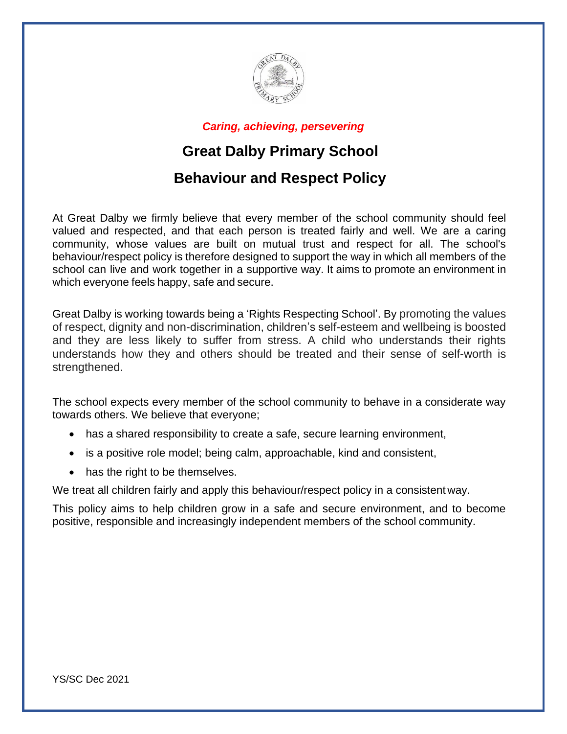*Caring, achieving, persevering*

# Great Dalby Primary School

# Behaviour and Respect Policy

At Great Dalby we firmly believe that every member of the school community should feel valued and respected, and that each person is treated fairly and well. We are a caring community, whose values are built on mutual trust and respect for all. The school's behaviour/respect policy is therefore designed to support the way in which all members of the school can live and work together in a supportive way. It aims to promote an environment in which everyone feels happy, safe and secure.

Great Dalby is working towards being a 'Rights Respecting School'. By promoting the values of respect, dignity and non-discrimination, children's self-esteem and wellbeing is boosted and they are less likely to suffer from stress. A child who understands their rights understands how they and others should be treated and their sense of self-worth is strengthened.

The school expects every member of the school community to behave in a considerate way towards others. We believe that everyone;

- has a shared responsibility to create a safe, secure learning environment,
- is a positive role model; being calm, approachable, kind and consistent,
- has the right to be themselves.

We treat all children fairly and apply this behaviour/respect policy in a consistent way.

This policy aims to help children grow in a safe and secure environment, and to become positive, responsible and increasingly independent members of the school community.

YS/SC Dec 2021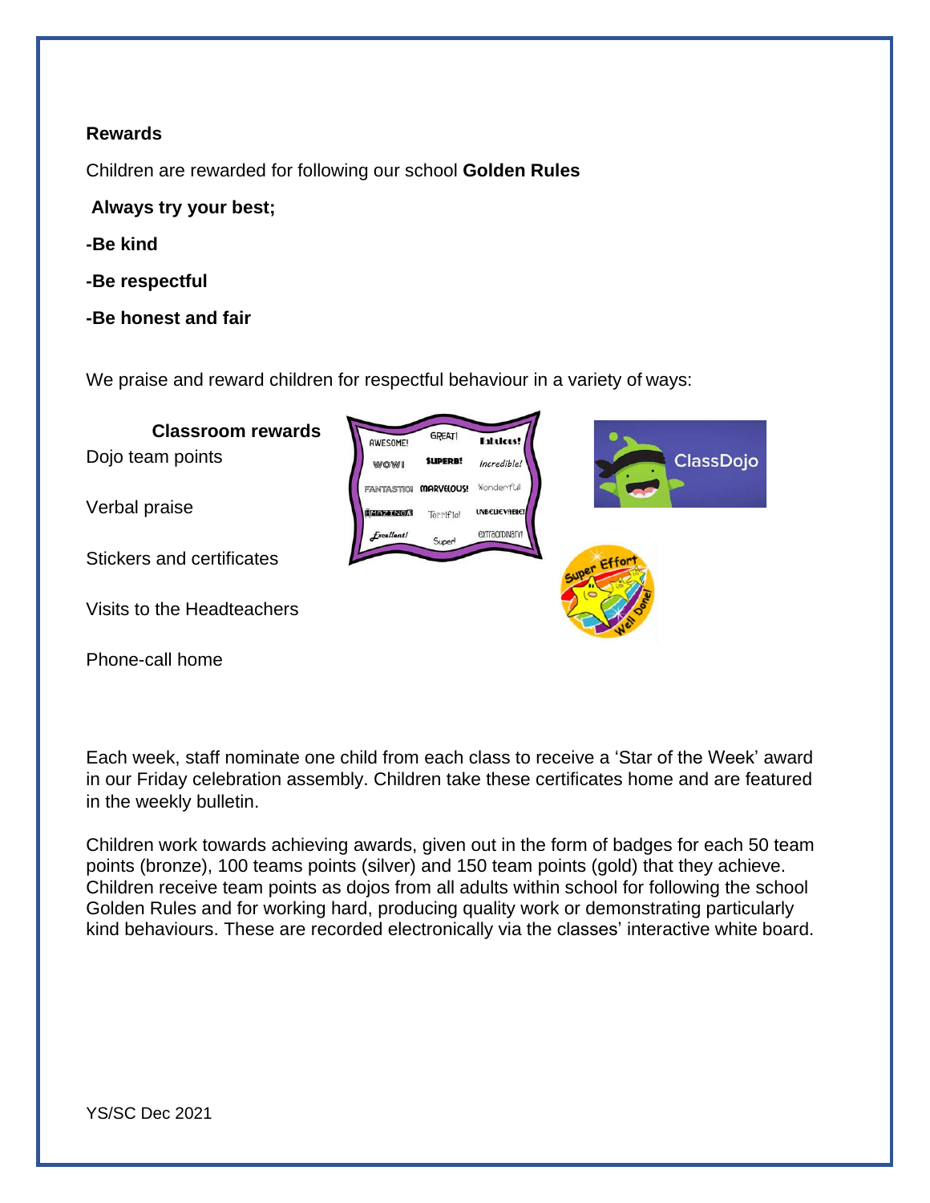**Rewards**

Children are rewarded for following our school **Golden Rules**

**Always try your best;**

**-Be kind**

**-Be respectful**

**-Be honest and fair**

We praise and reward children for respectful behaviour in a variety of ways:

**Classroom rewards**

Dojo team points

Verbal praise

Stickers and certificates

Visits to the Headteachers

Phone-call home

Each week, staff nominate one child from each class to receive a 'Star of the Week' award in our Friday celebration assembly. Children take these certificates home and are featured in the weekly bulletin.

Children work towards achieving awards, given out in the form of badges for each 50 team points (bronze), 100 teams points (silver) and 150 team points (gold) that they achieve. Children receive team points as dojos from all adults within school for following the school Golden Rules and for working hard, producing quality work or demonstrating particularly kind behaviours. These are recorded electronically via the classes' interactive white board.

YS/SC Dec 2021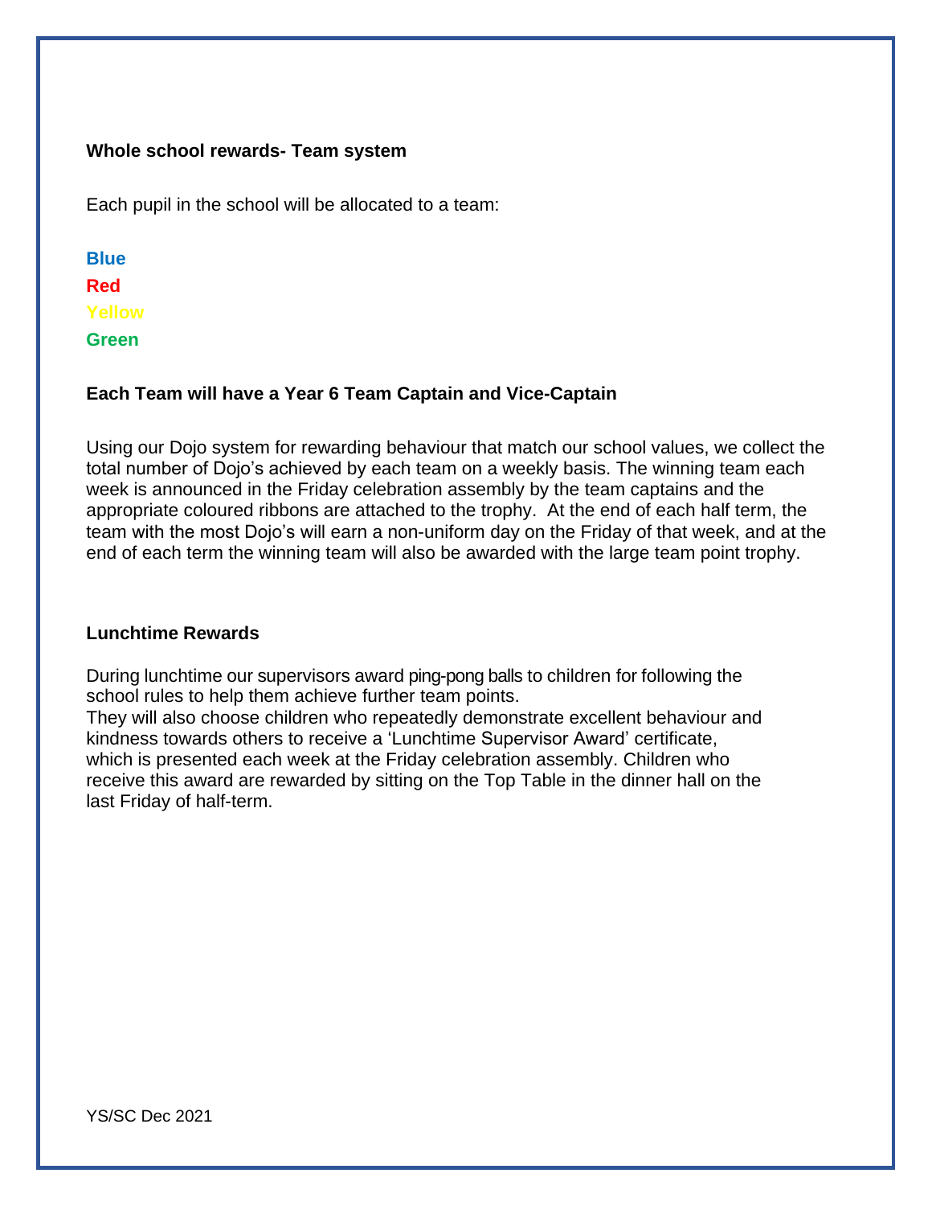**Whole school rewards- Team system**

Each pupil in the school will be allocated to a team:

**Blue**
**Red**
**Yellow**
**Green**

**Each Team will have a Year 6 Team Captain and Vice-Captain**

Using our Dojo system for rewarding behaviour that match our school values, we collect the total number of Dojo's achieved by each team on a weekly basis. The winning team each week is announced in the Friday celebration assembly by the team captains and the appropriate coloured ribbons are attached to the trophy. At the end of each half term, the team with the most Dojo's will earn a non-uniform day on the Friday of that week, and at the end of each term the winning team will also be awarded with the large team point trophy.

**Lunchtime Rewards**

During lunchtime our supervisors award ping-pong balls to children for following the school rules to help them achieve further team points.
They will also choose children who repeatedly demonstrate excellent behaviour and kindness towards others to receive a 'Lunchtime Supervisor Award' certificate, which is presented each week at the Friday celebration assembly. Children who receive this award are rewarded by sitting on the Top Table in the dinner hall on the last Friday of half-term.

YS/SC Dec 2021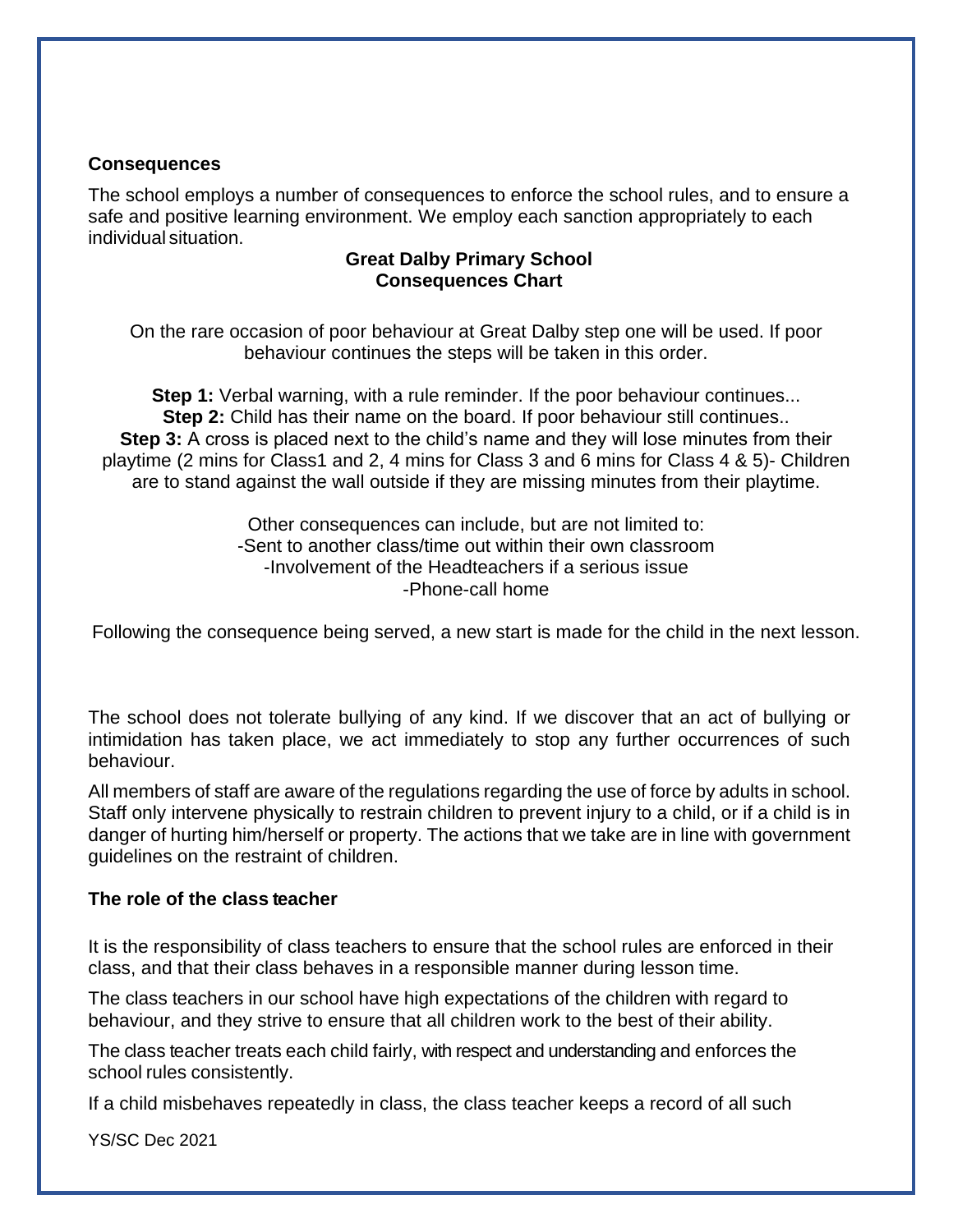**Consequences**

The school employs a number of consequences to enforce the school rules, and to ensure a safe and positive learning environment. We employ each sanction appropriately to each individual situation.

**Great Dalby Primary School**
**Consequences Chart**

On the rare occasion of poor behaviour at Great Dalby step one will be used. If poor behaviour continues the steps will be taken in this order.

**Step 1:** Verbal warning, with a rule reminder. If the poor behaviour continues...
**Step 2:** Child has their name on the board. If poor behaviour still continues..
**Step 3:** A cross is placed next to the child's name and they will lose minutes from their playtime (2 mins for Class1 and 2, 4 mins for Class 3 and 6 mins for Class 4 & 5)- Children are to stand against the wall outside if they are missing minutes from their playtime.

Other consequences can include, but are not limited to:
-Sent to another class/time out within their own classroom
-Involvement of the Headteachers if a serious issue
-Phone-call home

Following the consequence being served, a new start is made for the child in the next lesson.

The school does not tolerate bullying of any kind. If we discover that an act of bullying or intimidation has taken place, we act immediately to stop any further occurrences of such behaviour.

All members of staff are aware of the regulations regarding the use of force by adults in school. Staff only intervene physically to restrain children to prevent injury to a child, or if a child is in danger of hurting him/herself or property. The actions that we take are in line with government guidelines on the restraint of children.

**The role of the class teacher**

It is the responsibility of class teachers to ensure that the school rules are enforced in their class, and that their class behaves in a responsible manner during lesson time.

The class teachers in our school have high expectations of the children with regard to behaviour, and they strive to ensure that all children work to the best of their ability.

The class teacher treats each child fairly, with respect and understanding and enforces the school rules consistently.

If a child misbehaves repeatedly in class, the class teacher keeps a record of all such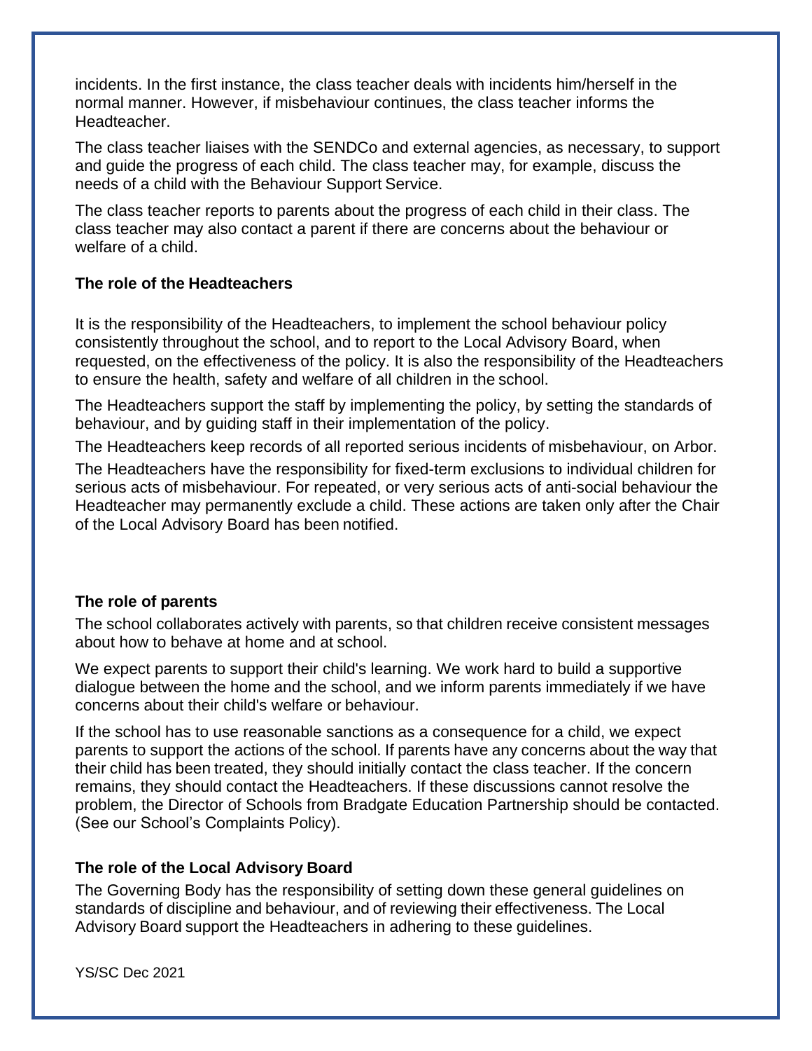incidents. In the first instance, the class teacher deals with incidents him/herself in the normal manner. However, if misbehaviour continues, the class teacher informs the Headteacher.

The class teacher liaises with the SENDCo and external agencies, as necessary, to support and guide the progress of each child. The class teacher may, for example, discuss the needs of a child with the Behaviour Support Service.

The class teacher reports to parents about the progress of each child in their class. The class teacher may also contact a parent if there are concerns about the behaviour or welfare of a child.

**The role of the Headteachers**

It is the responsibility of the Headteachers, to implement the school behaviour policy consistently throughout the school, and to report to the Local Advisory Board, when requested, on the effectiveness of the policy. It is also the responsibility of the Headteachers to ensure the health, safety and welfare of all children in the school.

The Headteachers support the staff by implementing the policy, by setting the standards of behaviour, and by guiding staff in their implementation of the policy.

The Headteachers keep records of all reported serious incidents of misbehaviour, on Arbor.

The Headteachers have the responsibility for fixed-term exclusions to individual children for serious acts of misbehaviour. For repeated, or very serious acts of anti-social behaviour the Headteacher may permanently exclude a child. These actions are taken only after the Chair of the Local Advisory Board has been notified.

**The role of parents**

The school collaborates actively with parents, so that children receive consistent messages about how to behave at home and at school.

We expect parents to support their child's learning. We work hard to build a supportive dialogue between the home and the school, and we inform parents immediately if we have concerns about their child's welfare or behaviour.

If the school has to use reasonable sanctions as a consequence for a child, we expect parents to support the actions of the school. If parents have any concerns about the way that their child has been treated, they should initially contact the class teacher. If the concern remains, they should contact the Headteachers. If these discussions cannot resolve the problem, the Director of Schools from Bradgate Education Partnership should be contacted. (See our School's Complaints Policy).

**The role of the Local Advisory Board**

The Governing Body has the responsibility of setting down these general guidelines on standards of discipline and behaviour, and of reviewing their effectiveness. The Local Advisory Board support the Headteachers in adhering to these guidelines.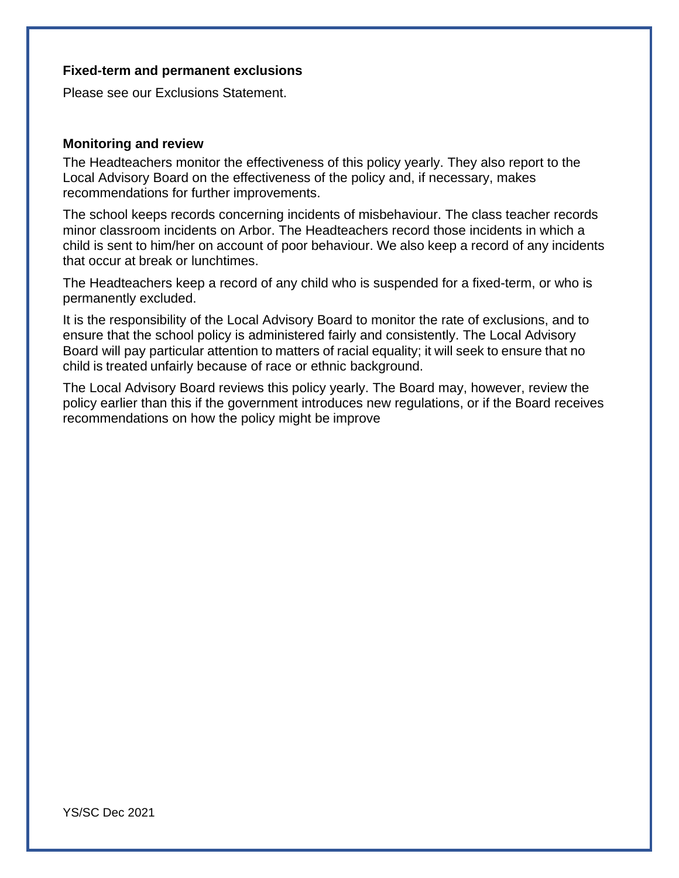**Fixed-term and permanent exclusions**

Please see our Exclusions Statement.

**Monitoring and review**

The Headteachers monitor the effectiveness of this policy yearly. They also report to the Local Advisory Board on the effectiveness of the policy and, if necessary, makes recommendations for further improvements.

The school keeps records concerning incidents of misbehaviour. The class teacher records minor classroom incidents on Arbor. The Headteachers record those incidents in which a child is sent to him/her on account of poor behaviour. We also keep a record of any incidents that occur at break or lunchtimes.

The Headteachers keep a record of any child who is suspended for a fixed-term, or who is permanently excluded.

It is the responsibility of the Local Advisory Board to monitor the rate of exclusions, and to ensure that the school policy is administered fairly and consistently. The Local Advisory Board will pay particular attention to matters of racial equality; it will seek to ensure that no child is treated unfairly because of race or ethnic background.

The Local Advisory Board reviews this policy yearly. The Board may, however, review the policy earlier than this if the government introduces new regulations, or if the Board receives recommendations on how the policy might be improve

YS/SC Dec 2021